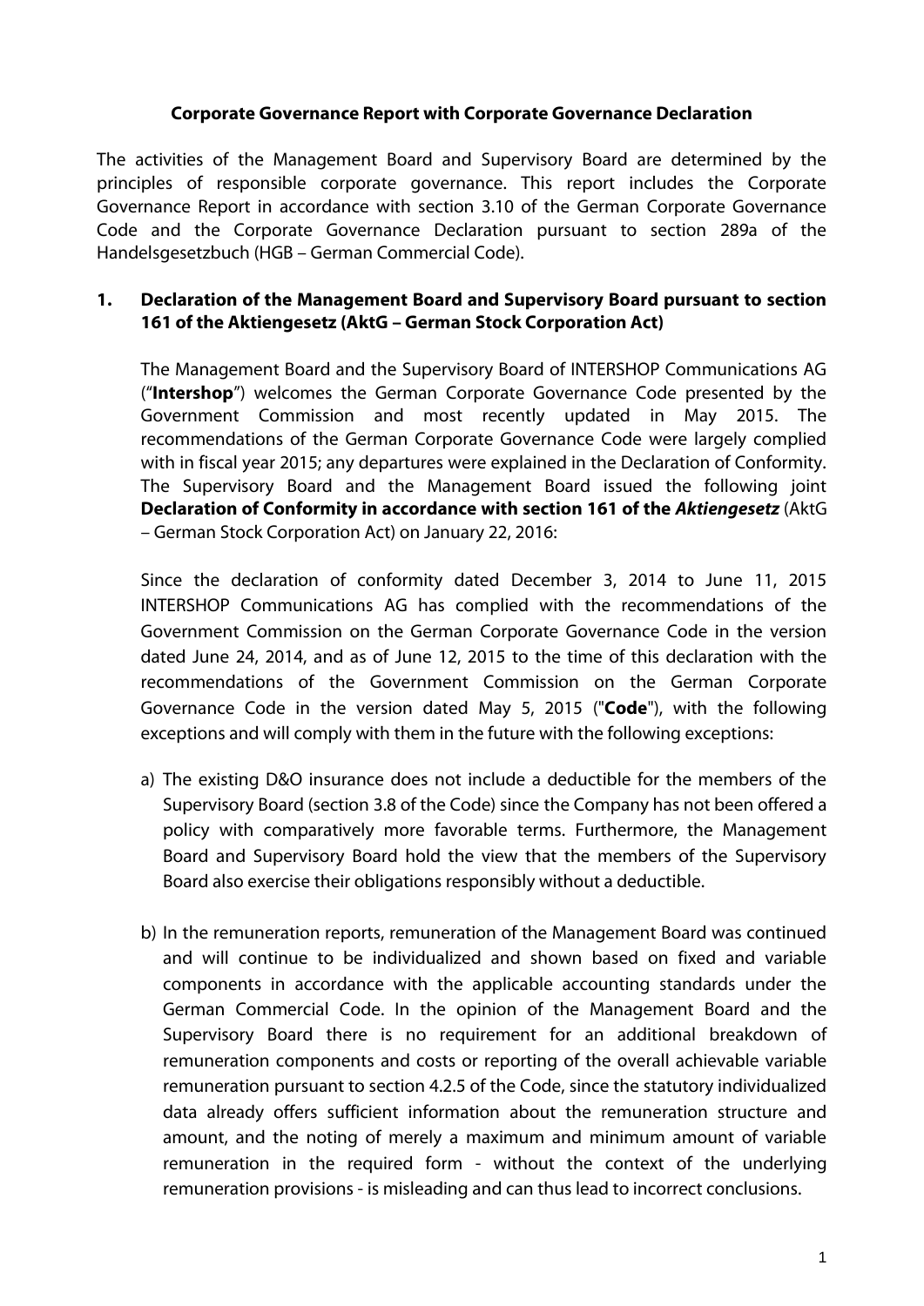# Corporate Governance Report with Corporate Governance Declaration

The activities of the Management Board and Supervisory Board are determined by the principles of responsible corporate governance. This report includes the Corporate Governance Report in accordance with section 3.10 of the German Corporate Governance Code and the Corporate Governance Declaration pursuant to section 289a of the Handelsgesetzbuch (HGB – German Commercial Code).

## 1. Declaration of the Management Board and Supervisory Board pursuant to section 161 of the Aktiengesetz (AktG – German Stock Corporation Act)

The Management Board and the Supervisory Board of INTERSHOP Communications AG ("**Intershop**") welcomes the German Corporate Governance Code presented by the Government Commission and most recently updated in May 2015. The recommendations of the German Corporate Governance Code were largely complied with in fiscal year 2015; any departures were explained in the Declaration of Conformity. The Supervisory Board and the Management Board issued the following joint **Declaration of Conformity in accordance with section 161 of the *Aktiengesetz*** (AktG – German Stock Corporation Act) on January 22, 2016:

Since the declaration of conformity dated December 3, 2014 to June 11, 2015 INTERSHOP Communications AG has complied with the recommendations of the Government Commission on the German Corporate Governance Code in the version dated June 24, 2014, and as of June 12, 2015 to the time of this declaration with the recommendations of the Government Commission on the German Corporate Governance Code in the version dated May 5, 2015 ("**Code**"), with the following exceptions and will comply with them in the future with the following exceptions:

a) The existing D&O insurance does not include a deductible for the members of the Supervisory Board (section 3.8 of the Code) since the Company has not been offered a policy with comparatively more favorable terms. Furthermore, the Management Board and Supervisory Board hold the view that the members of the Supervisory Board also exercise their obligations responsibly without a deductible.

b) In the remuneration reports, remuneration of the Management Board was continued and will continue to be individualized and shown based on fixed and variable components in accordance with the applicable accounting standards under the German Commercial Code. In the opinion of the Management Board and the Supervisory Board there is no requirement for an additional breakdown of remuneration components and costs or reporting of the overall achievable variable remuneration pursuant to section 4.2.5 of the Code, since the statutory individualized data already offers sufficient information about the remuneration structure and amount, and the noting of merely a maximum and minimum amount of variable remuneration in the required form - without the context of the underlying remuneration provisions - is misleading and can thus lead to incorrect conclusions.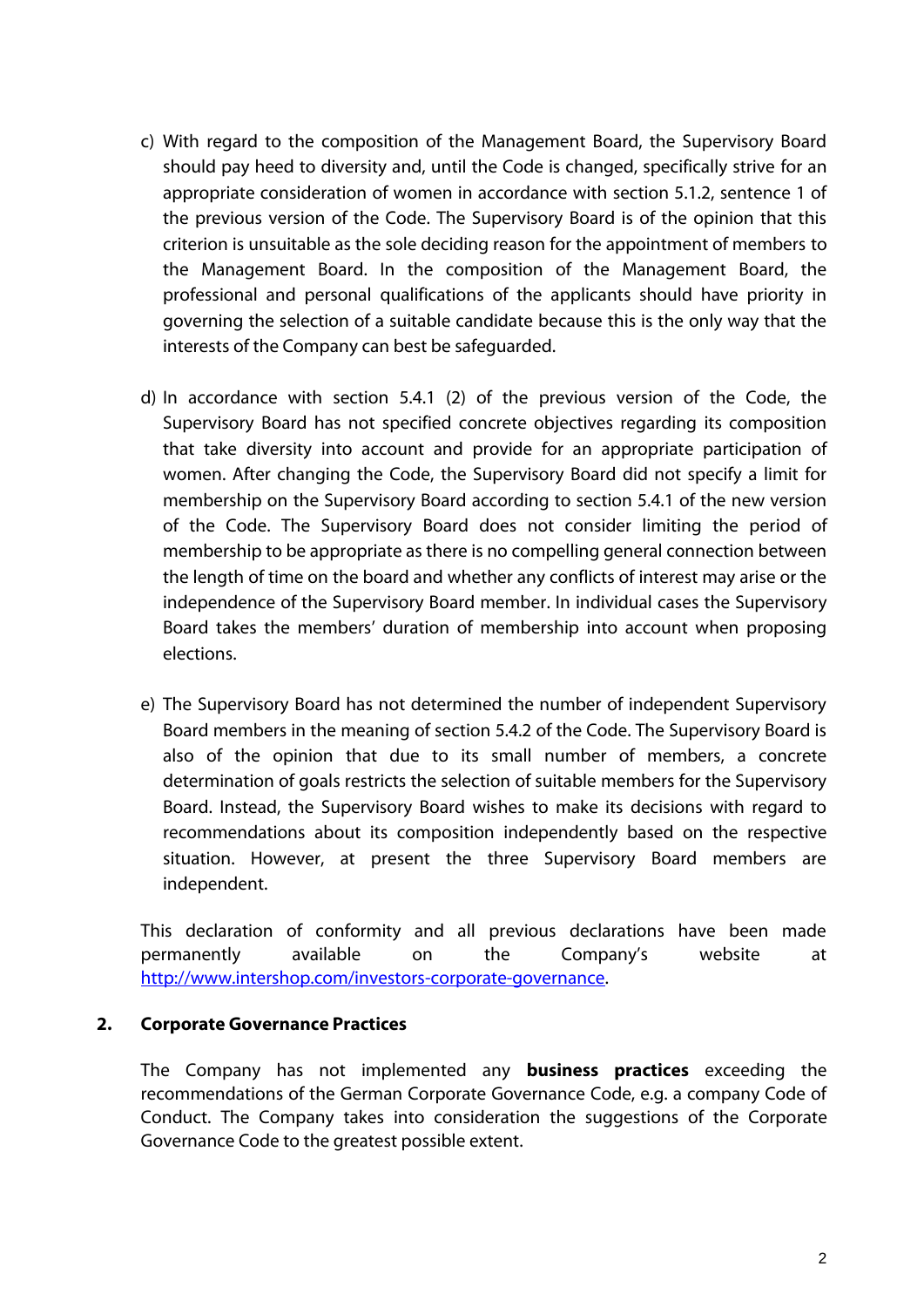c) With regard to the composition of the Management Board, the Supervisory Board should pay heed to diversity and, until the Code is changed, specifically strive for an appropriate consideration of women in accordance with section 5.1.2, sentence 1 of the previous version of the Code. The Supervisory Board is of the opinion that this criterion is unsuitable as the sole deciding reason for the appointment of members to the Management Board. In the composition of the Management Board, the professional and personal qualifications of the applicants should have priority in governing the selection of a suitable candidate because this is the only way that the interests of the Company can best be safeguarded.

d) In accordance with section 5.4.1 (2) of the previous version of the Code, the Supervisory Board has not specified concrete objectives regarding its composition that take diversity into account and provide for an appropriate participation of women. After changing the Code, the Supervisory Board did not specify a limit for membership on the Supervisory Board according to section 5.4.1 of the new version of the Code. The Supervisory Board does not consider limiting the period of membership to be appropriate as there is no compelling general connection between the length of time on the board and whether any conflicts of interest may arise or the independence of the Supervisory Board member. In individual cases the Supervisory Board takes the members' duration of membership into account when proposing elections.

e) The Supervisory Board has not determined the number of independent Supervisory Board members in the meaning of section 5.4.2 of the Code. The Supervisory Board is also of the opinion that due to its small number of members, a concrete determination of goals restricts the selection of suitable members for the Supervisory Board. Instead, the Supervisory Board wishes to make its decisions with regard to recommendations about its composition independently based on the respective situation. However, at present the three Supervisory Board members are independent.

This declaration of conformity and all previous declarations have been made permanently available on the Company's website at http://www.intershop.com/investors-corporate-governance.

## 2. Corporate Governance Practices

The Company has not implemented any **business practices** exceeding the recommendations of the German Corporate Governance Code, e.g. a company Code of Conduct. The Company takes into consideration the suggestions of the Corporate Governance Code to the greatest possible extent.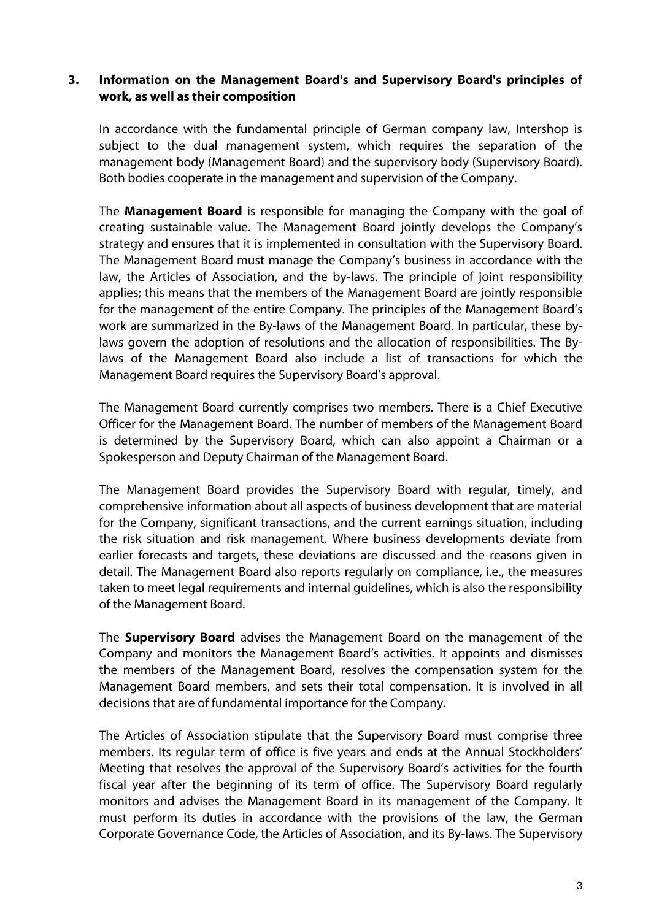## 3. Information on the Management Board's and Supervisory Board's principles of work, as well as their composition

In accordance with the fundamental principle of German company law, Intershop is subject to the dual management system, which requires the separation of the management body (Management Board) and the supervisory body (Supervisory Board). Both bodies cooperate in the management and supervision of the Company.

The **Management Board** is responsible for managing the Company with the goal of creating sustainable value. The Management Board jointly develops the Company's strategy and ensures that it is implemented in consultation with the Supervisory Board. The Management Board must manage the Company's business in accordance with the law, the Articles of Association, and the by-laws. The principle of joint responsibility applies; this means that the members of the Management Board are jointly responsible for the management of the entire Company. The principles of the Management Board's work are summarized in the By-laws of the Management Board. In particular, these by-laws govern the adoption of resolutions and the allocation of responsibilities. The By-laws of the Management Board also include a list of transactions for which the Management Board requires the Supervisory Board's approval.

The Management Board currently comprises two members. There is a Chief Executive Officer for the Management Board. The number of members of the Management Board is determined by the Supervisory Board, which can also appoint a Chairman or a Spokesperson and Deputy Chairman of the Management Board.

The Management Board provides the Supervisory Board with regular, timely, and comprehensive information about all aspects of business development that are material for the Company, significant transactions, and the current earnings situation, including the risk situation and risk management. Where business developments deviate from earlier forecasts and targets, these deviations are discussed and the reasons given in detail. The Management Board also reports regularly on compliance, i.e., the measures taken to meet legal requirements and internal guidelines, which is also the responsibility of the Management Board.

The **Supervisory Board** advises the Management Board on the management of the Company and monitors the Management Board's activities. It appoints and dismisses the members of the Management Board, resolves the compensation system for the Management Board members, and sets their total compensation. It is involved in all decisions that are of fundamental importance for the Company.

The Articles of Association stipulate that the Supervisory Board must comprise three members. Its regular term of office is five years and ends at the Annual Stockholders' Meeting that resolves the approval of the Supervisory Board's activities for the fourth fiscal year after the beginning of its term of office. The Supervisory Board regularly monitors and advises the Management Board in its management of the Company. It must perform its duties in accordance with the provisions of the law, the German Corporate Governance Code, the Articles of Association, and its By-laws. The Supervisory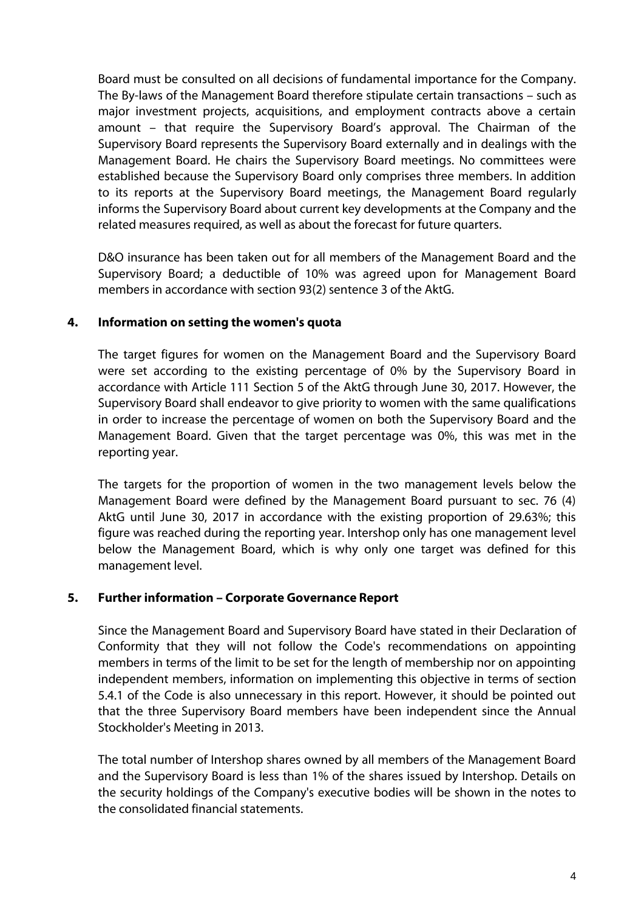Board must be consulted on all decisions of fundamental importance for the Company. The By-laws of the Management Board therefore stipulate certain transactions – such as major investment projects, acquisitions, and employment contracts above a certain amount – that require the Supervisory Board's approval. The Chairman of the Supervisory Board represents the Supervisory Board externally and in dealings with the Management Board. He chairs the Supervisory Board meetings. No committees were established because the Supervisory Board only comprises three members. In addition to its reports at the Supervisory Board meetings, the Management Board regularly informs the Supervisory Board about current key developments at the Company and the related measures required, as well as about the forecast for future quarters.

D&O insurance has been taken out for all members of the Management Board and the Supervisory Board; a deductible of 10% was agreed upon for Management Board members in accordance with section 93(2) sentence 3 of the AktG.

## 4. Information on setting the women's quota

The target figures for women on the Management Board and the Supervisory Board were set according to the existing percentage of 0% by the Supervisory Board in accordance with Article 111 Section 5 of the AktG through June 30, 2017. However, the Supervisory Board shall endeavor to give priority to women with the same qualifications in order to increase the percentage of women on both the Supervisory Board and the Management Board. Given that the target percentage was 0%, this was met in the reporting year.

The targets for the proportion of women in the two management levels below the Management Board were defined by the Management Board pursuant to sec. 76 (4) AktG until June 30, 2017 in accordance with the existing proportion of 29.63%; this figure was reached during the reporting year. Intershop only has one management level below the Management Board, which is why only one target was defined for this management level.

## 5. Further information – Corporate Governance Report

Since the Management Board and Supervisory Board have stated in their Declaration of Conformity that they will not follow the Code's recommendations on appointing members in terms of the limit to be set for the length of membership nor on appointing independent members, information on implementing this objective in terms of section 5.4.1 of the Code is also unnecessary in this report. However, it should be pointed out that the three Supervisory Board members have been independent since the Annual Stockholder's Meeting in 2013.

The total number of Intershop shares owned by all members of the Management Board and the Supervisory Board is less than 1% of the shares issued by Intershop. Details on the security holdings of the Company's executive bodies will be shown in the notes to the consolidated financial statements.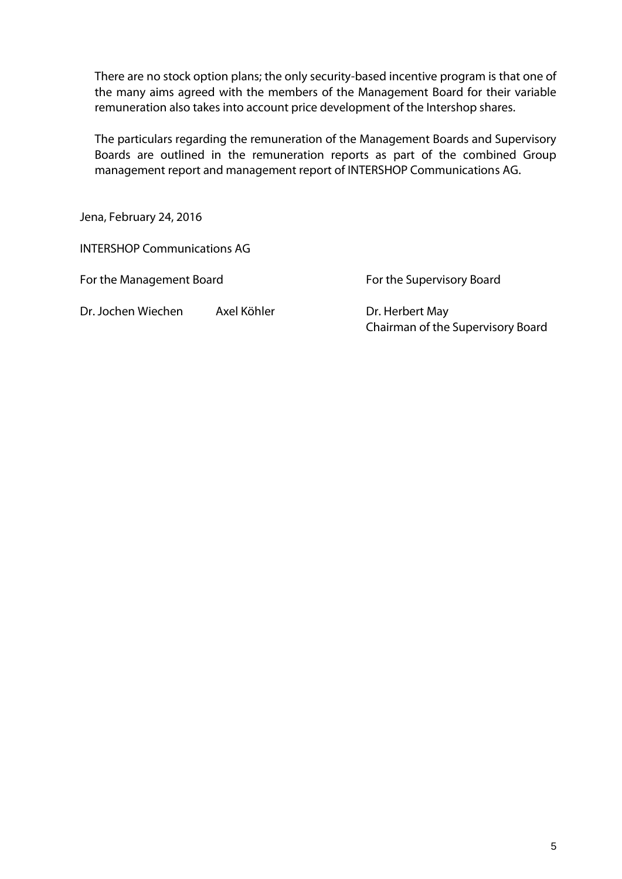There are no stock option plans; the only security-based incentive program is that one of the many aims agreed with the members of the Management Board for their variable remuneration also takes into account price development of the Intershop shares.

The particulars regarding the remuneration of the Management Boards and Supervisory Boards are outlined in the remuneration reports as part of the combined Group management report and management report of INTERSHOP Communications AG.

Jena, February 24, 2016

INTERSHOP Communications AG

For the Management Board

Dr. Jochen Wiechen    Axel Köhler

For the Supervisory Board

Dr. Herbert May
Chairman of the Supervisory Board